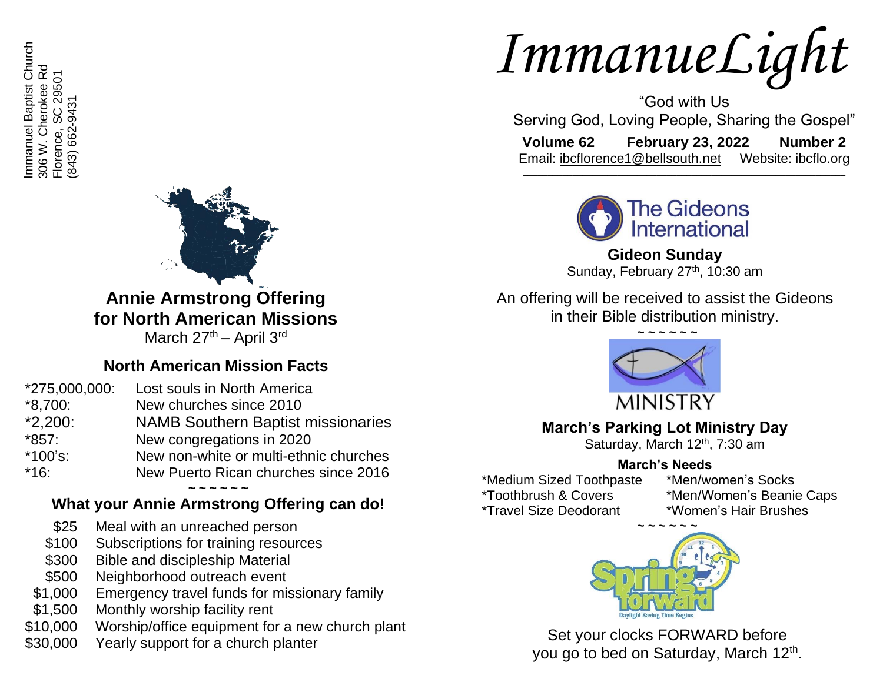Immanuel Baptist Church
306 W. Cherokee Rd
Florence, SC 29501
(843) 662-9431

## Annie Armstrong Offering for North American Missions

March 27th – April 3rd

### North American Mission Facts

*275,000,000: Lost souls in North America
*8,700: New churches since 2010
*2,200: NAMB Southern Baptist missionaries
*857: New congregations in 2020
*100's: New non-white or multi-ethnic churches
*16: New Puerto Rican churches since 2016

~ ~ ~ ~ ~ ~

### What your Annie Armstrong Offering can do!

| | |
|---|---|
| $25 | Meal with an unreached person |
| $100 | Subscriptions for training resources |
| $300 | Bible and discipleship Material |
| $500 | Neighborhood outreach event |
| $1,000 | Emergency travel funds for missionary family |
| $1,500 | Monthly worship facility rent |
| $10,000 | Worship/office equipment for a new church plant |
| $30,000 | Yearly support for a church planter |

# *ImmanueLight*

"God with Us
Serving God, Loving People, Sharing the Gospel"

**Volume 62** **February 23, 2022** **Number 2**

Email: ibcflorence1@bellsouth.net Website: ibcflo.org

The Gideons International

**Gideon Sunday**
Sunday, February 27th, 10:30 am

An offering will be received to assist the Gideons in their Bible distribution ministry.

~ ~ ~ ~ ~ ~

MINISTRY

**March's Parking Lot Ministry Day**
Saturday, March 12th, 7:30 am

**March's Needs**

*Medium Sized Toothpaste
*Toothbrush & Covers
*Travel Size Deodorant
*Men/women's Socks
*Men/Women's Beanie Caps
*Women's Hair Brushes

~ ~ ~ ~ ~ ~

Spring forward
Daylight Saving Time Begins

Set your clocks FORWARD before you go to bed on Saturday, March 12th.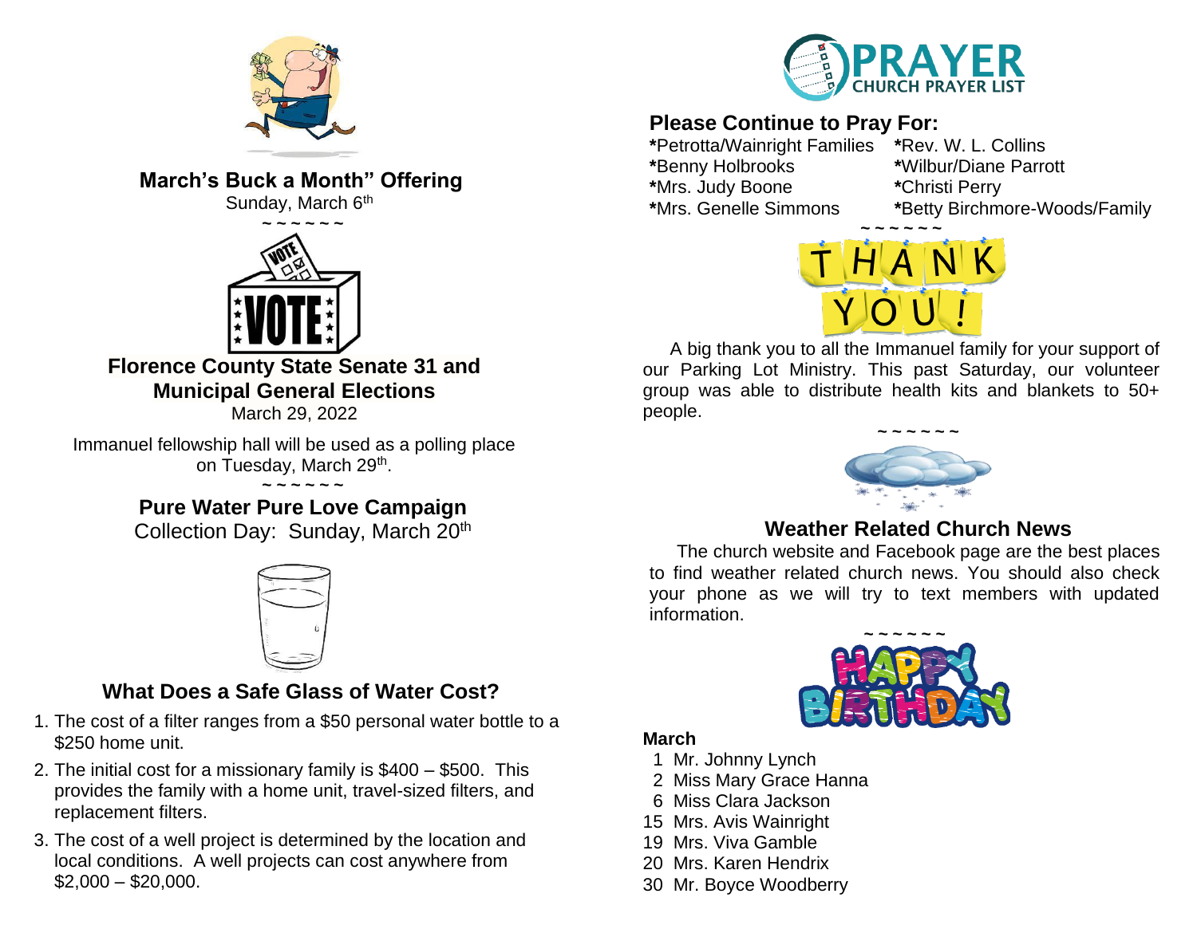## March's Buck a Month" Offering

Sunday, March 6th

~ ~ ~ ~ ~ ~

## Florence County State Senate 31 and Municipal General Elections

March 29, 2022

Immanuel fellowship hall will be used as a polling place on Tuesday, March 29th.

~ ~ ~ ~ ~ ~

## Pure Water Pure Love Campaign

Collection Day: Sunday, March 20th

## What Does a Safe Glass of Water Cost?

1. The cost of a filter ranges from a $50 personal water bottle to a $250 home unit.
2. The initial cost for a missionary family is $400 – $500. This provides the family with a home unit, travel-sized filters, and replacement filters.
3. The cost of a well project is determined by the location and local conditions. A well projects can cost anywhere from $2,000 – $20,000.

# PRAYER

CHURCH PRAYER LIST

## Please Continue to Pray For:

*Petrotta/Wainright Families
*Benny Holbrooks
*Mrs. Judy Boone
*Mrs. Genelle Simmons
*Rev. W. L. Collins
*Wilbur/Diane Parrott
*Christi Perry
*Betty Birchmore-Woods/Family

~ ~ ~ ~ ~ ~

THANK YOU!

A big thank you to all the Immanuel family for your support of our Parking Lot Ministry. This past Saturday, our volunteer group was able to distribute health kits and blankets to 50+ people.

~ ~ ~ ~ ~ ~

## Weather Related Church News

The church website and Facebook page are the best places to find weather related church news. You should also check your phone as we will try to text members with updated information.

~ ~ ~ ~ ~ ~

HAPPY BIRTHDAY

**March**

1 Mr. Johnny Lynch
2 Miss Mary Grace Hanna
6 Miss Clara Jackson
15 Mrs. Avis Wainright
19 Mrs. Viva Gamble
20 Mrs. Karen Hendrix
30 Mr. Boyce Woodberry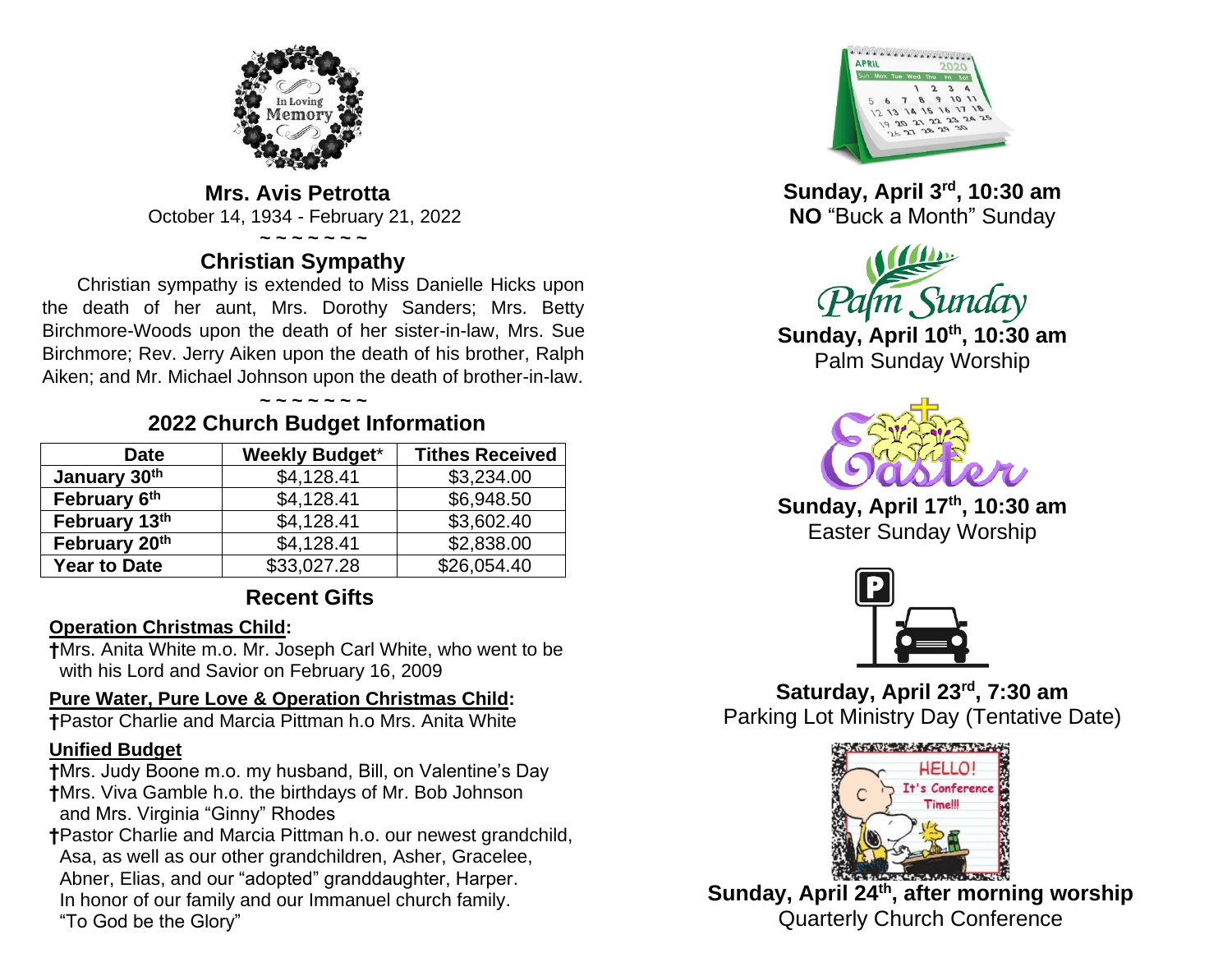## Mrs. Avis Petrotta

October 14, 1934 - February 21, 2022

~ ~ ~ ~ ~ ~ ~

## Christian Sympathy

Christian sympathy is extended to Miss Danielle Hicks upon the death of her aunt, Mrs. Dorothy Sanders; Mrs. Betty Birchmore-Woods upon the death of her sister-in-law, Mrs. Sue Birchmore; Rev. Jerry Aiken upon the death of his brother, Ralph Aiken; and Mr. Michael Johnson upon the death of brother-in-law.

~ ~ ~ ~ ~ ~ ~

## 2022 Church Budget Information

| Date | Weekly Budget* | Tithes Received |
|---|---|---|
| **January 30th** | $4,128.41 | $3,234.00 |
| **February 6th** | $4,128.41 | $6,948.50 |
| **February 13th** | $4,128.41 | $3,602.40 |
| **February 20th** | $4,128.41 | $2,838.00 |
| **Year to Date** | $33,027.28 | $26,054.40 |

## Recent Gifts

**Operation Christmas Child:**

†Mrs. Anita White m.o. Mr. Joseph Carl White, who went to be with his Lord and Savior on February 16, 2009

**Pure Water, Pure Love & Operation Christmas Child:**

†Pastor Charlie and Marcia Pittman h.o Mrs. Anita White

**Unified Budget**

†Mrs. Judy Boone m.o. my husband, Bill, on Valentine's Day

†Mrs. Viva Gamble h.o. the birthdays of Mr. Bob Johnson and Mrs. Virginia "Ginny" Rhodes

†Pastor Charlie and Marcia Pittman h.o. our newest grandchild, Asa, as well as our other grandchildren, Asher, Gracelee, Abner, Elias, and our "adopted" granddaughter, Harper. In honor of our family and our Immanuel church family. "To God be the Glory"

**Sunday, April 3rd, 10:30 am**
**NO** "Buck a Month" Sunday

Palm Sunday

**Sunday, April 10th, 10:30 am**
Palm Sunday Worship

Easter

**Sunday, April 17th, 10:30 am**
Easter Sunday Worship

**Saturday, April 23rd, 7:30 am**
Parking Lot Ministry Day (Tentative Date)

**Sunday, April 24th, after morning worship**
Quarterly Church Conference